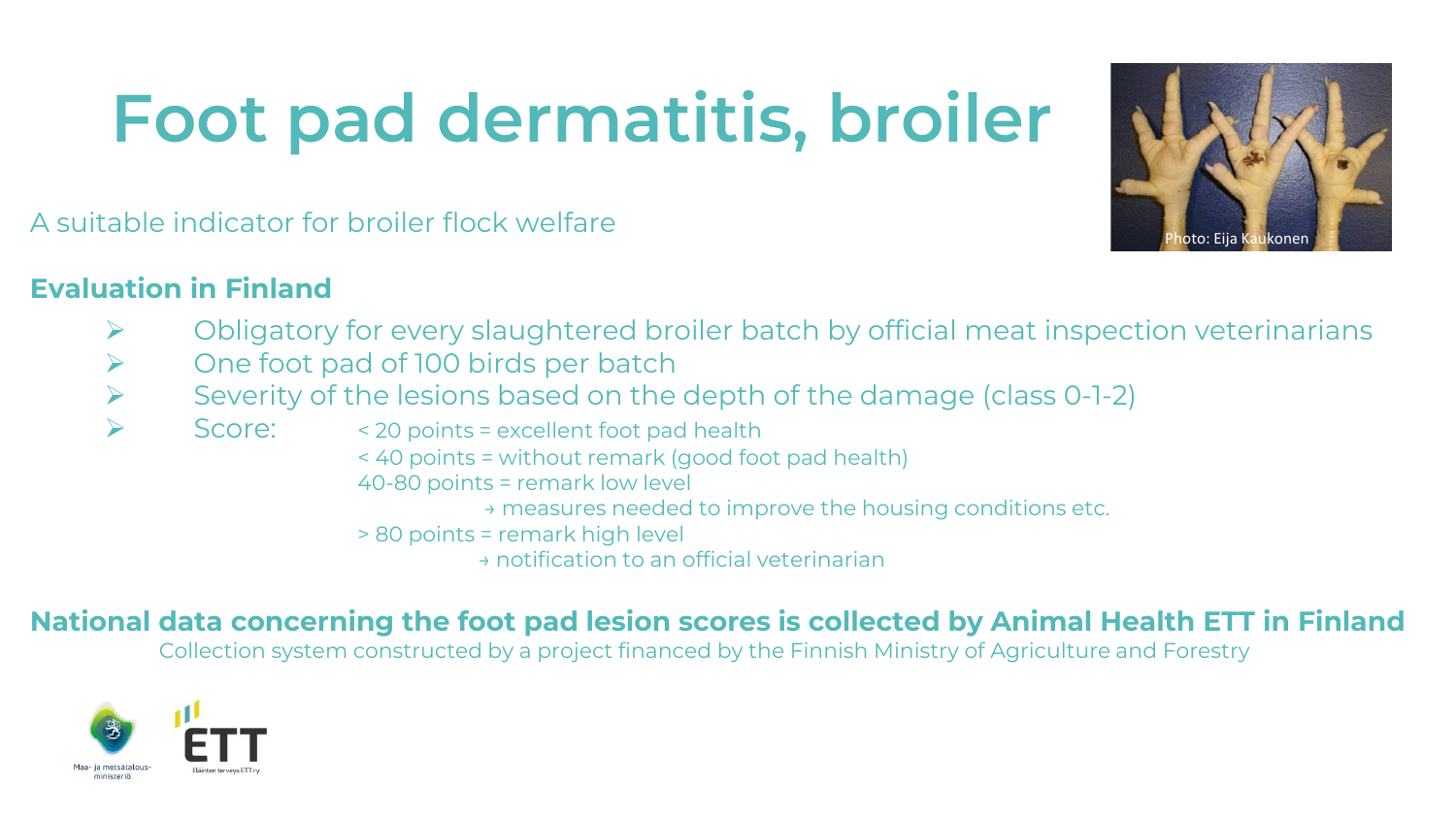# Foot pad dermatitis, broiler

A suitable indicator for broiler flock welfare

Photo: Eija Kaukonen

**Evaluation in Finland**

- Obligatory for every slaughtered broiler batch by official meat inspection veterinarians
- One foot pad of 100 birds per batch
- Severity of the lesions based on the depth of the damage (class 0-1-2)
- Score:
  - < 20 points = excellent foot pad health
  - < 40 points = without remark (good foot pad health)
  - 40-80 points = remark low level
    - → measures needed to improve the housing conditions etc.
  - > 80 points = remark high level
    - → notification to an official veterinarian

**National data concerning the foot pad lesion scores is collected by Animal Health ETT in Finland**

Collection system constructed by a project financed by the Finnish Ministry of Agriculture and Forestry

Maa- ja metsätalousministeriö

ETT Eläinten terveys ETT ry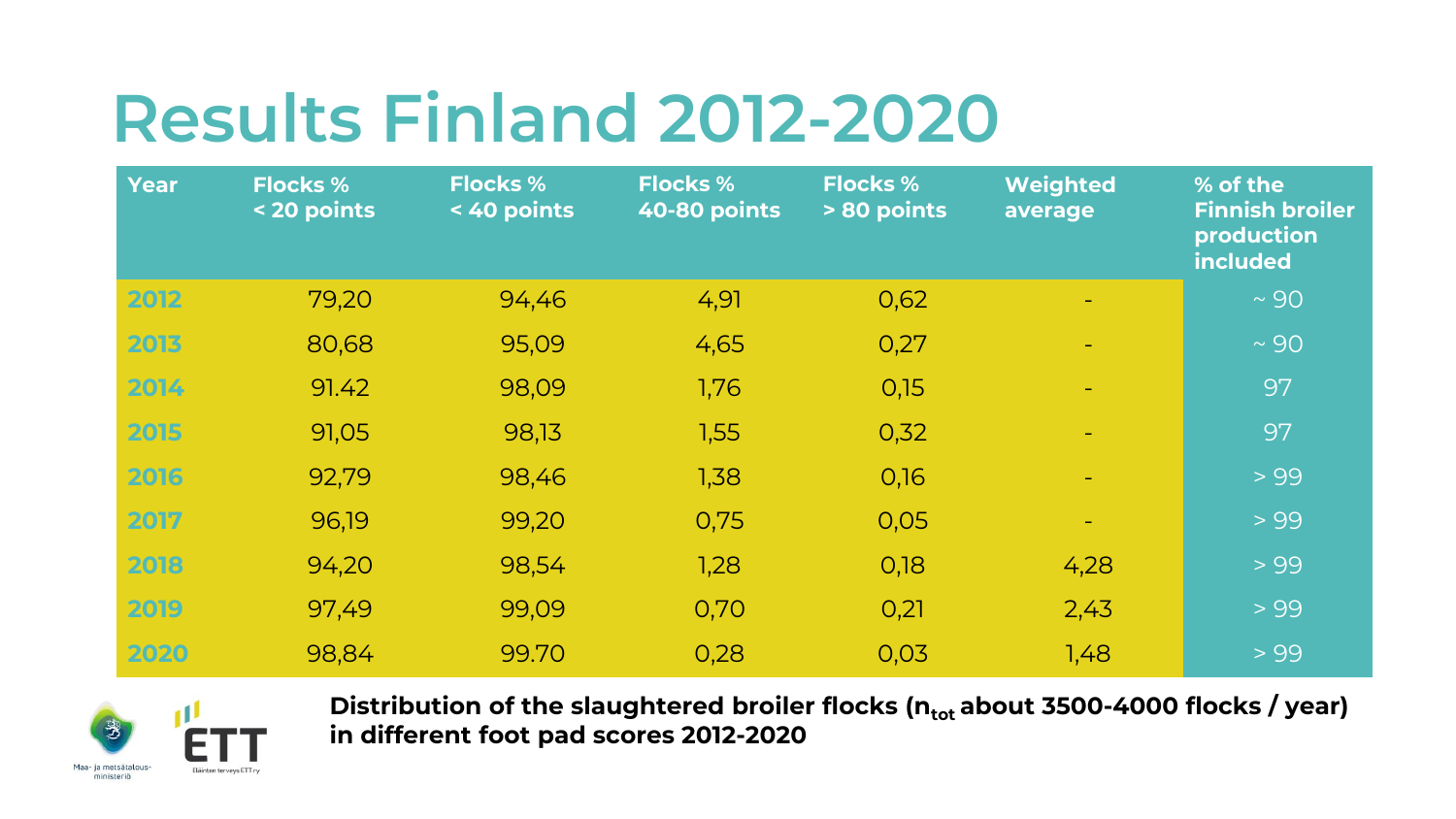# Results Finland 2012-2020

| Year | Flocks % < 20 points | Flocks % < 40 points | Flocks % 40-80 points | Flocks % > 80 points | Weighted average | % of the Finnish broiler production included |
|---|---|---|---|---|---|---|
| 2012 | 79,20 | 94,46 | 4,91 | 0,62 | - | ~ 90 |
| 2013 | 80,68 | 95,09 | 4,65 | 0,27 | - | ~ 90 |
| 2014 | 91.42 | 98,09 | 1,76 | 0,15 | - | 97 |
| 2015 | 91,05 | 98,13 | 1,55 | 0,32 | - | 97 |
| 2016 | 92,79 | 98,46 | 1,38 | 0,16 | - | > 99 |
| 2017 | 96,19 | 99,20 | 0,75 | 0,05 | - | > 99 |
| 2018 | 94,20 | 98,54 | 1,28 | 0,18 | 4,28 | > 99 |
| 2019 | 97,49 | 99,09 | 0,70 | 0,21 | 2,43 | > 99 |
| 2020 | 98,84 | 99.70 | 0,28 | 0,03 | 1,48 | > 99 |

**Distribution of the slaughtered broiler flocks ($n_{tot}$ about 3500-4000 flocks / year) in different foot pad scores 2012-2020**

Maa- ja metsätalousministeriö

ETT Eläinten terveys ETT ry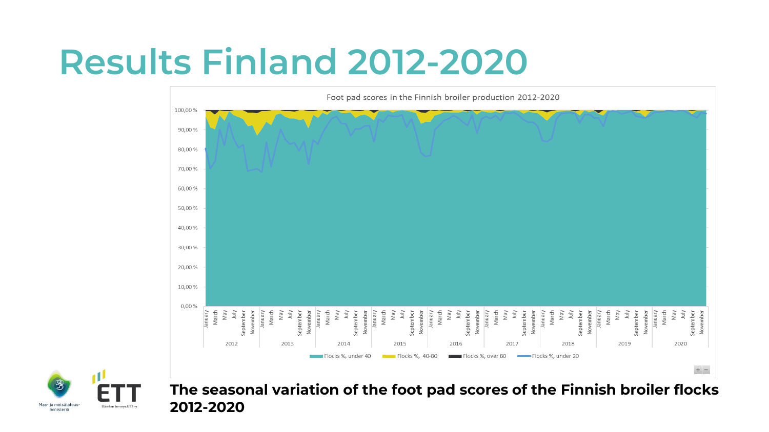# Results Finland 2012-2020

Foot pad scores in the Finnish broiler production 2012-2020

100,00 %
90,00 %
80,00 %
70,00 %
60,00 %
50,00 %
40,00 %
30,00 %
20,00 %
10,00 %
0,00 %

January March May July September November

2012 2013 2014 2015 2016 2017 2018 2019 2020

Flocks %, under 40 | Flocks %, 40-80 | Flocks %, over 80 | Flocks %, under 20

**The seasonal variation of the foot pad scores of the Finnish broiler flocks 2012-2020**

Maa- ja metsätalous-ministeriö

ETT

Eläinten terveys ETT ry